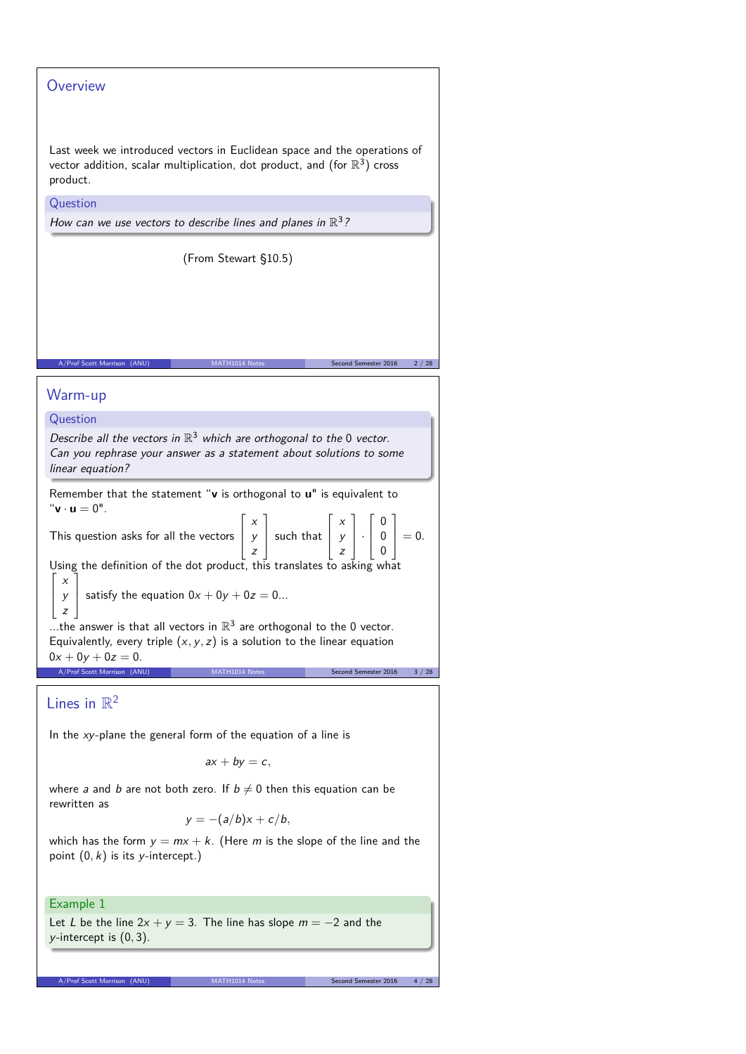## Overview

Last week we introduced vectors in Euclidean space and the operations of vector addition, scalar multiplication, dot product, and (for $\mathbb{R}^3$) cross product.

**Question**

*How can we use vectors to describe lines and planes in $\mathbb{R}^3$?*

(From Stewart §10.5)

## Warm-up

**Question**

*Describe all the vectors in $\mathbb{R}^3$ which are orthogonal to the 0 vector. Can you rephrase your answer as a statement about solutions to some linear equation?*

Remember that the statement "**v** is orthogonal to **u**" is equivalent to "$\mathbf{v} \cdot \mathbf{u} = 0$".

This question asks for all the vectors $\begin{bmatrix} x \\ y \\ z \end{bmatrix}$ such that $\begin{bmatrix} x \\ y \\ z \end{bmatrix} \cdot \begin{bmatrix} 0 \\ 0 \\ 0 \end{bmatrix} = 0$.

Using the definition of the dot product, this translates to asking what $\begin{bmatrix} x \\ y \\ z \end{bmatrix}$ satisfy the equation $0x + 0y + 0z = 0$...

...the answer is that all vectors in $\mathbb{R}^3$ are orthogonal to the 0 vector. Equivalently, every triple $(x, y, z)$ is a solution to the linear equation $0x + 0y + 0z = 0$.

## Lines in $\mathbb{R}^2$

In the $xy$-plane the general form of the equation of a line is

$$ax + by = c,$$

where $a$ and $b$ are not both zero. If $b \neq 0$ then this equation can be rewritten as

$$y = -(a/b)x + c/b,$$

which has the form $y = mx + k$. (Here $m$ is the slope of the line and the point $(0, k)$ is its $y$-intercept.)

**Example 1**

Let $L$ be the line $2x + y = 3$. The line has slope $m = -2$ and the $y$-intercept is $(0, 3)$.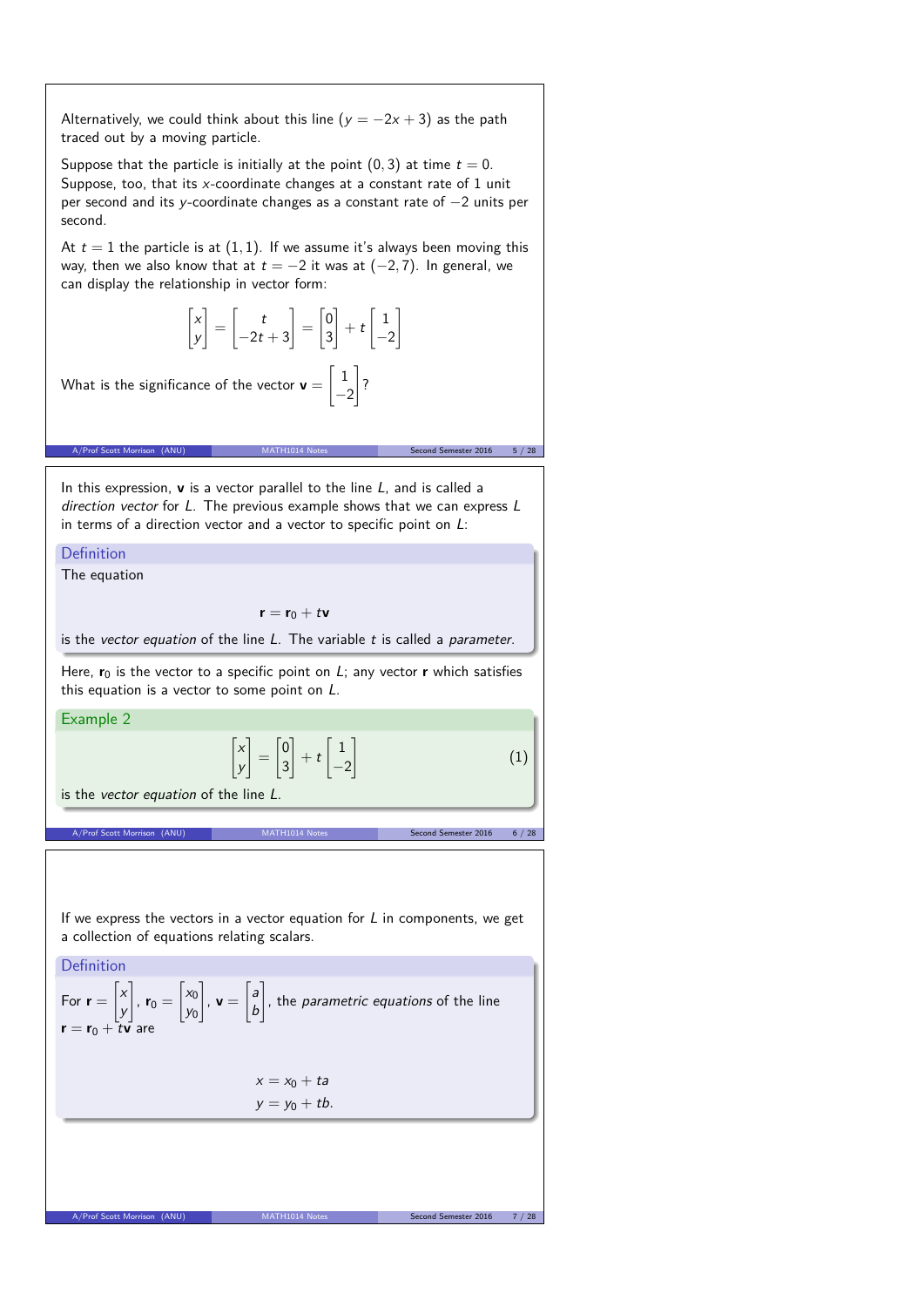Alternatively, we could think about this line ($y = -2x + 3$) as the path traced out by a moving particle.

Suppose that the particle is initially at the point $(0, 3)$ at time $t = 0$. Suppose, too, that its $x$-coordinate changes at a constant rate of 1 unit per second and its $y$-coordinate changes as a constant rate of $-2$ units per second.

At $t = 1$ the particle is at $(1, 1)$. If we assume it's always been moving this way, then we also know that at $t = -2$ it was at $(-2, 7)$. In general, we can display the relationship in vector form:

$$\begin{bmatrix} x \\ y \end{bmatrix} = \begin{bmatrix} t \\ -2t + 3 \end{bmatrix} = \begin{bmatrix} 0 \\ 3 \end{bmatrix} + t \begin{bmatrix} 1 \\ -2 \end{bmatrix}$$

What is the significance of the vector $\mathbf{v} = \begin{bmatrix} 1 \\ -2 \end{bmatrix}$?

In this expression, $\mathbf{v}$ is a vector parallel to the line $L$, and is called a *direction vector* for $L$. The previous example shows that we can express $L$ in terms of a direction vector and a vector to specific point on $L$:

**Definition**

The equation

$$\mathbf{r} = \mathbf{r}_0 + t\mathbf{v}$$

is the *vector equation* of the line $L$. The variable $t$ is called a *parameter*.

Here, $\mathbf{r}_0$ is the vector to a specific point on $L$; any vector $\mathbf{r}$ which satisfies this equation is a vector to some point on $L$.

**Example 2**

$$\begin{bmatrix} x \\ y \end{bmatrix} = \begin{bmatrix} 0 \\ 3 \end{bmatrix} + t \begin{bmatrix} 1 \\ -2 \end{bmatrix} \tag{1}$$

is the *vector equation* of the line $L$.

If we express the vectors in a vector equation for $L$ in components, we get a collection of equations relating scalars.

**Definition**

For $\mathbf{r} = \begin{bmatrix} x \\ y \end{bmatrix}$, $\mathbf{r}_0 = \begin{bmatrix} x_0 \\ y_0 \end{bmatrix}$, $\mathbf{v} = \begin{bmatrix} a \\ b \end{bmatrix}$, the *parametric equations* of the line $\mathbf{r} = \mathbf{r}_0 + t\mathbf{v}$ are

$$x = x_0 + ta$$
$$y = y_0 + tb.$$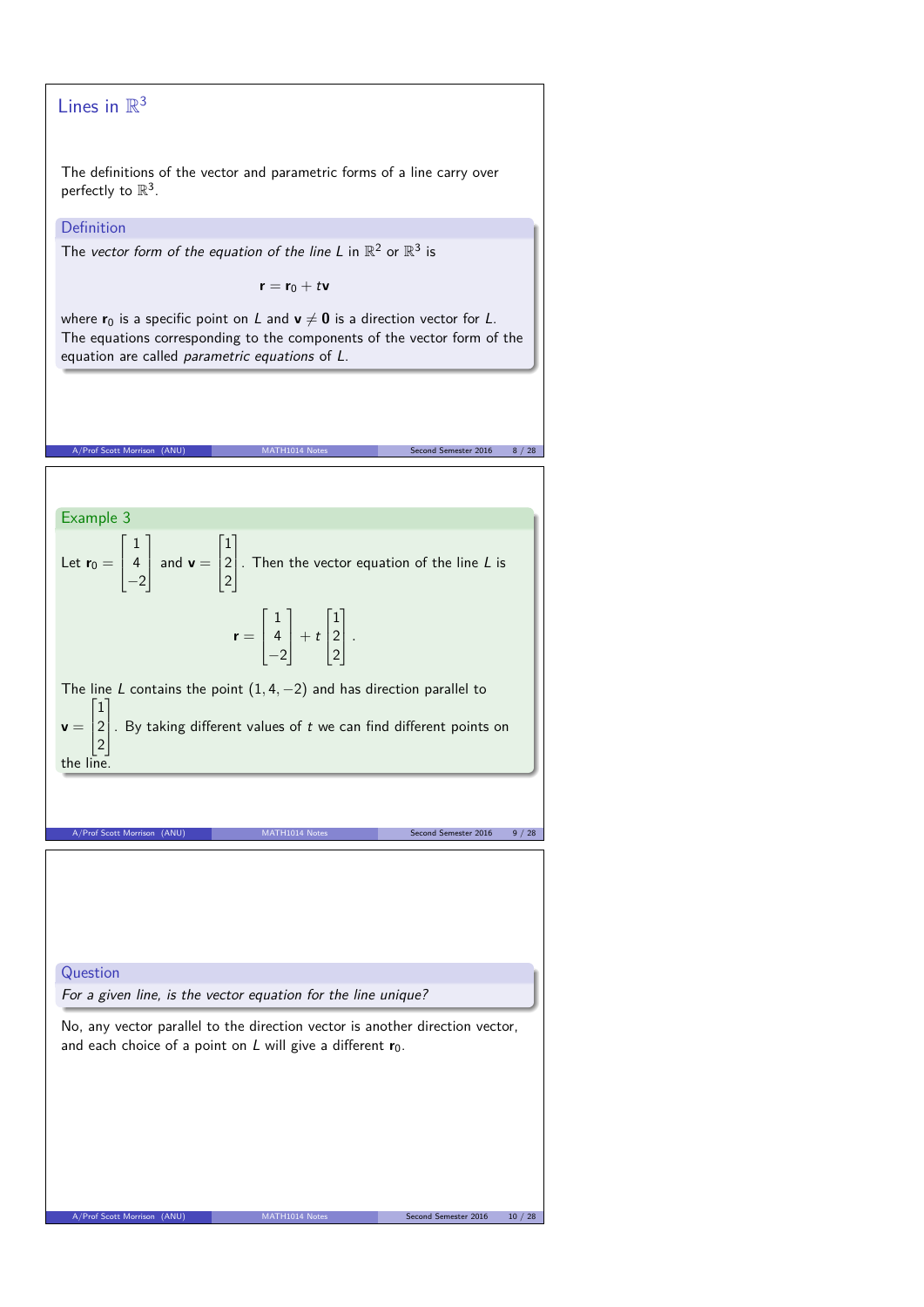## Lines in $\mathbb{R}^3$

The definitions of the vector and parametric forms of a line carry over perfectly to $\mathbb{R}^3$.

### Definition

The *vector form of the equation of the line L* in $\mathbb{R}^2$ or $\mathbb{R}^3$ is

$$\mathbf{r} = \mathbf{r}_0 + t\mathbf{v}$$

where $\mathbf{r}_0$ is a specific point on $L$ and $\mathbf{v} \neq \mathbf{0}$ is a direction vector for $L$. The equations corresponding to the components of the vector form of the equation are called *parametric equations* of $L$.

### Example 3

Let $\mathbf{r}_0 = \begin{bmatrix} 1 \\ 4 \\ -2 \end{bmatrix}$ and $\mathbf{v} = \begin{bmatrix} 1 \\ 2 \\ 2 \end{bmatrix}$. Then the vector equation of the line $L$ is

$$\mathbf{r} = \begin{bmatrix} 1 \\ 4 \\ -2 \end{bmatrix} + t \begin{bmatrix} 1 \\ 2 \\ 2 \end{bmatrix}.$$

The line $L$ contains the point $(1, 4, -2)$ and has direction parallel to $\mathbf{v} = \begin{bmatrix} 1 \\ 2 \\ 2 \end{bmatrix}$. By taking different values of $t$ we can find different points on the line.

### Question

*For a given line, is the vector equation for the line unique?*

No, any vector parallel to the direction vector is another direction vector, and each choice of a point on $L$ will give a different $\mathbf{r}_0$.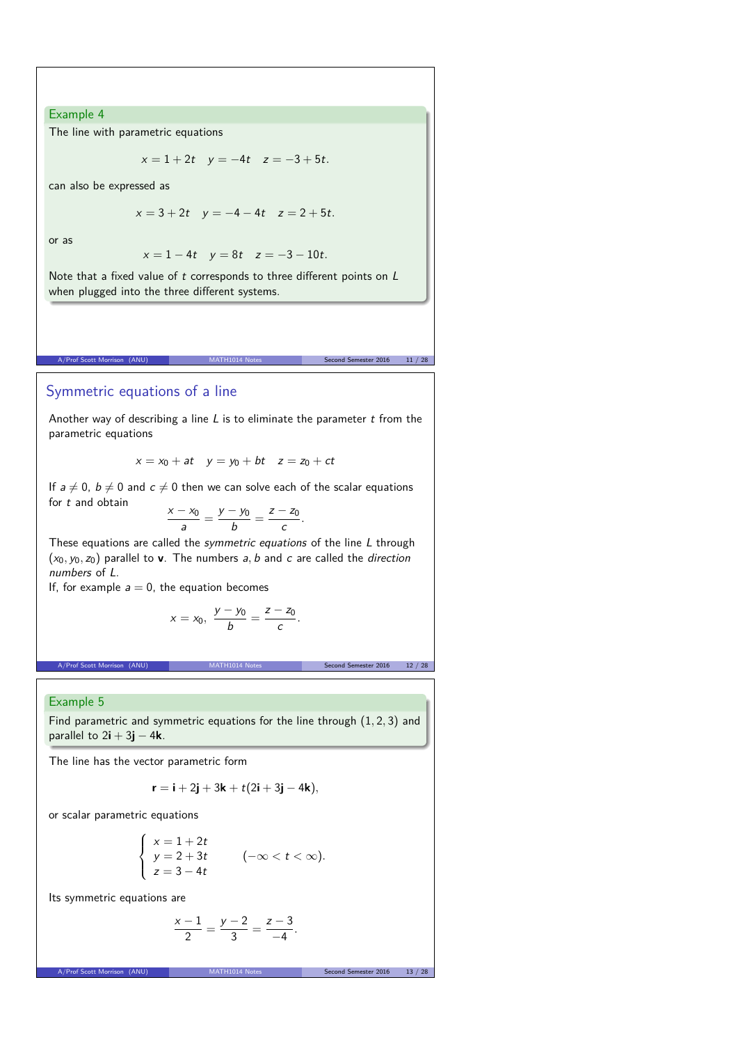### Example 4

The line with parametric equations

$$x = 1 + 2t \quad y = -4t \quad z = -3 + 5t.$$

can also be expressed as

$$x = 3 + 2t \quad y = -4 - 4t \quad z = 2 + 5t.$$

or as

$$x = 1 - 4t \quad y = 8t \quad z = -3 - 10t.$$

Note that a fixed value of $t$ corresponds to three different points on $L$ when plugged into the three different systems.

## Symmetric equations of a line

Another way of describing a line $L$ is to eliminate the parameter $t$ from the parametric equations

$$x = x_0 + at \quad y = y_0 + bt \quad z = z_0 + ct$$

If $a \neq 0$, $b \neq 0$ and $c \neq 0$ then we can solve each of the scalar equations for $t$ and obtain

$$\frac{x - x_0}{a} = \frac{y - y_0}{b} = \frac{z - z_0}{c}.$$

These equations are called the *symmetric equations* of the line $L$ through $(x_0, y_0, z_0)$ parallel to $\mathbf{v}$. The numbers $a, b$ and $c$ are called the *direction numbers* of $L$.

If, for example $a = 0$, the equation becomes

$$x = x_0, \; \frac{y - y_0}{b} = \frac{z - z_0}{c}.$$

### Example 5

Find parametric and symmetric equations for the line through $(1, 2, 3)$ and parallel to $2\mathbf{i} + 3\mathbf{j} - 4\mathbf{k}$.

The line has the vector parametric form

$$\mathbf{r} = \mathbf{i} + 2\mathbf{j} + 3\mathbf{k} + t(2\mathbf{i} + 3\mathbf{j} - 4\mathbf{k}),$$

or scalar parametric equations

$$\begin{cases} x = 1 + 2t \\ y = 2 + 3t \\ z = 3 - 4t \end{cases} \qquad (-\infty < t < \infty).$$

Its symmetric equations are

$$\frac{x - 1}{2} = \frac{y - 2}{3} = \frac{z - 3}{-4}.$$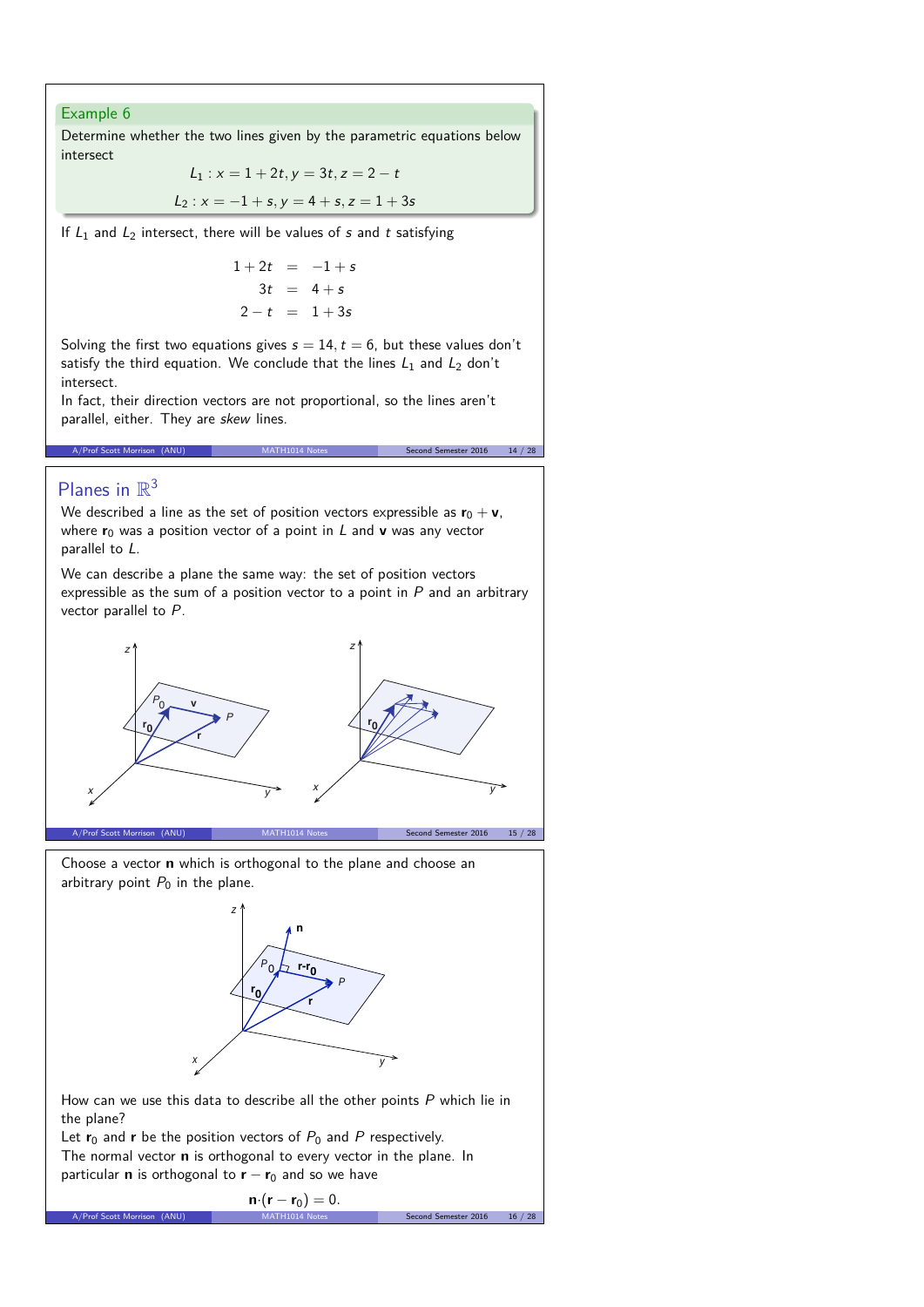### Example 6

Determine whether the two lines given by the parametric equations below intersect

$$L_1 : x = 1 + 2t, y = 3t, z = 2 - t$$

$$L_2 : x = -1 + s, y = 4 + s, z = 1 + 3s$$

If $L_1$ and $L_2$ intersect, there will be values of $s$ and $t$ satisfying

$$\begin{aligned} 1 + 2t &= -1 + s \\ 3t &= 4 + s \\ 2 - t &= 1 + 3s \end{aligned}$$

Solving the first two equations gives $s = 14$, $t = 6$, but these values don't satisfy the third equation. We conclude that the lines $L_1$ and $L_2$ don't intersect.

In fact, their direction vectors are not proportional, so the lines aren't parallel, either. They are *skew* lines.

## Planes in $\mathbb{R}^3$

We described a line as the set of position vectors expressible as $\mathbf{r}_0 + \mathbf{v}$, where $\mathbf{r}_0$ was a position vector of a point in $L$ and $\mathbf{v}$ was any vector parallel to $L$.

We can describe a plane the same way: the set of position vectors expressible as the sum of a position vector to a point in $P$ and an arbitrary vector parallel to $P$.

Choose a vector $\mathbf{n}$ which is orthogonal to the plane and choose an arbitrary point $P_0$ in the plane.

How can we use this data to describe all the other points $P$ which lie in the plane?

Let $\mathbf{r}_0$ and $\mathbf{r}$ be the position vectors of $P_0$ and $P$ respectively.

The normal vector $\mathbf{n}$ is orthogonal to every vector in the plane. In particular $\mathbf{n}$ is orthogonal to $\mathbf{r} - \mathbf{r}_0$ and so we have

$$\mathbf{n} \cdot (\mathbf{r} - \mathbf{r}_0) = 0.$$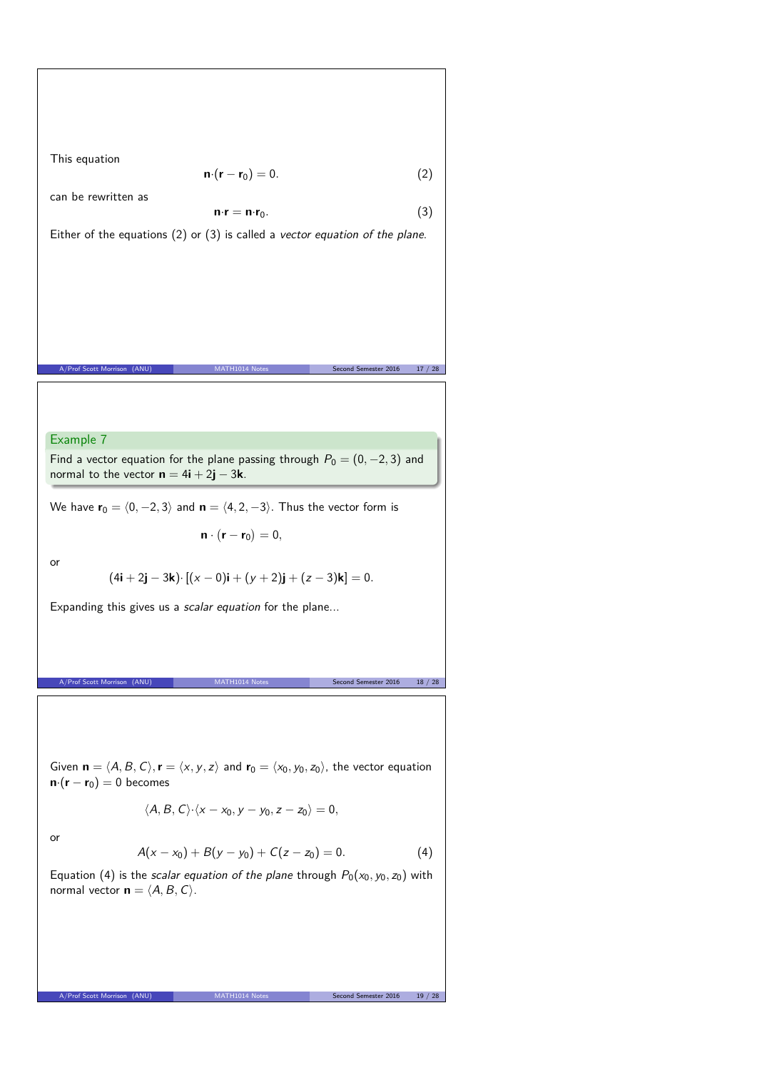This equation

$$\mathbf{n}\cdot(\mathbf{r} - \mathbf{r}_0) = 0. \tag{2}$$

can be rewritten as

$$\mathbf{n}\cdot\mathbf{r} = \mathbf{n}\cdot\mathbf{r}_0. \tag{3}$$

Either of the equations (2) or (3) is called a *vector equation of the plane.*

**Example 7**

Find a vector equation for the plane passing through $P_0 = (0, -2, 3)$ and normal to the vector $\mathbf{n} = 4\mathbf{i} + 2\mathbf{j} - 3\mathbf{k}$.

We have $\mathbf{r}_0 = \langle 0, -2, 3\rangle$ and $\mathbf{n} = \langle 4, 2, -3\rangle$. Thus the vector form is

$$\mathbf{n} \cdot (\mathbf{r} - \mathbf{r}_0) = 0,$$

or

$$(4\mathbf{i} + 2\mathbf{j} - 3\mathbf{k})\cdot [(x - 0)\mathbf{i} + (y + 2)\mathbf{j} + (z - 3)\mathbf{k}] = 0.$$

Expanding this gives us a *scalar equation* for the plane...

Given $\mathbf{n} = \langle A, B, C\rangle, \mathbf{r} = \langle x, y, z\rangle$ and $\mathbf{r}_0 = \langle x_0, y_0, z_0\rangle$, the vector equation $\mathbf{n}\cdot(\mathbf{r} - \mathbf{r}_0) = 0$ becomes

$$\langle A, B, C\rangle\cdot\langle x - x_0, y - y_0, z - z_0\rangle = 0,$$

or

$$A(x - x_0) + B(y - y_0) + C(z - z_0) = 0. \tag{4}$$

Equation (4) is the *scalar equation of the plane* through $P_0(x_0, y_0, z_0)$ with normal vector $\mathbf{n} = \langle A, B, C\rangle$.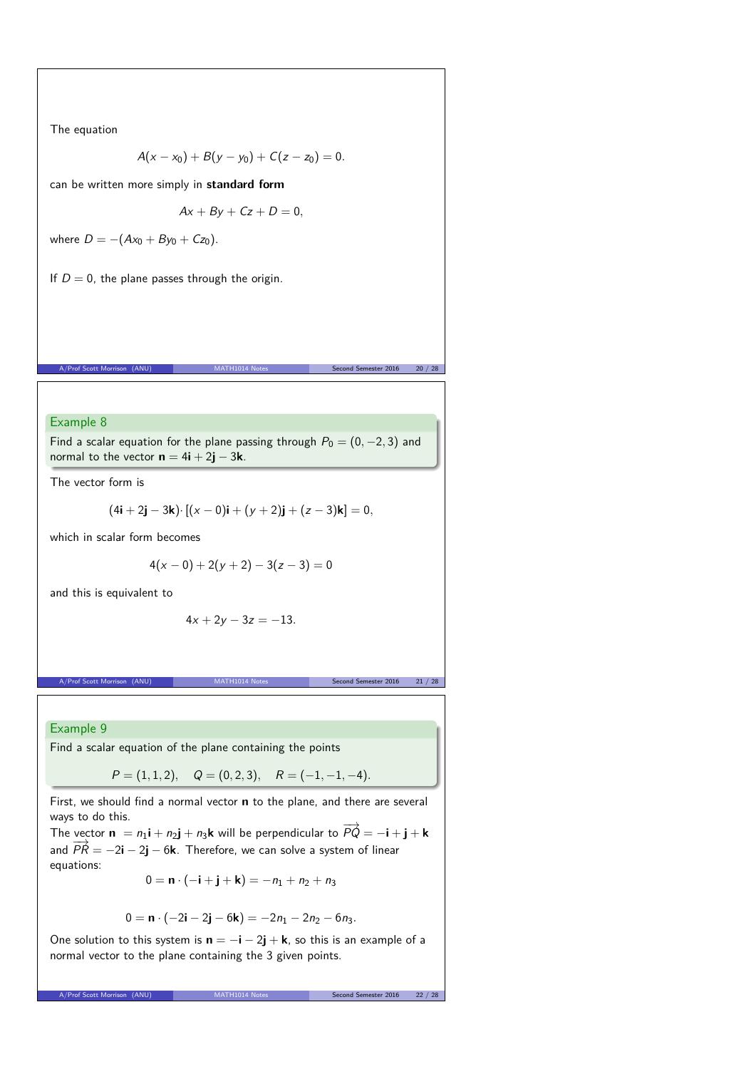The equation

$$A(x - x_0) + B(y - y_0) + C(z - z_0) = 0.$$

can be written more simply in **standard form**

$$Ax + By + Cz + D = 0,$$

where $D = -(Ax_0 + By_0 + Cz_0)$.

If $D = 0$, the plane passes through the origin.

### Example 8

Find a scalar equation for the plane passing through $P_0 = (0, -2, 3)$ and normal to the vector $\mathbf{n} = 4\mathbf{i} + 2\mathbf{j} - 3\mathbf{k}$.

The vector form is

$$(4\mathbf{i} + 2\mathbf{j} - 3\mathbf{k}) \cdot [(x - 0)\mathbf{i} + (y + 2)\mathbf{j} + (z - 3)\mathbf{k}] = 0,$$

which in scalar form becomes

$$4(x - 0) + 2(y + 2) - 3(z - 3) = 0$$

and this is equivalent to

$$4x + 2y - 3z = -13.$$

### Example 9

Find a scalar equation of the plane containing the points

$$P = (1, 1, 2), \quad Q = (0, 2, 3), \quad R = (-1, -1, -4).$$

First, we should find a normal vector $\mathbf{n}$ to the plane, and there are several ways to do this.
The vector $\mathbf{n} = n_1\mathbf{i} + n_2\mathbf{j} + n_3\mathbf{k}$ will be perpendicular to $\overrightarrow{PQ} = -\mathbf{i} + \mathbf{j} + \mathbf{k}$ and $\overrightarrow{PR} = -2\mathbf{i} - 2\mathbf{j} - 6\mathbf{k}$. Therefore, we can solve a system of linear equations:

$$0 = \mathbf{n} \cdot (-\mathbf{i} + \mathbf{j} + \mathbf{k}) = -n_1 + n_2 + n_3$$

$$0 = \mathbf{n} \cdot (-2\mathbf{i} - 2\mathbf{j} - 6\mathbf{k}) = -2n_1 - 2n_2 - 6n_3.$$

One solution to this system is $\mathbf{n} = -\mathbf{i} - 2\mathbf{j} + \mathbf{k}$, so this is an example of a normal vector to the plane containing the 3 given points.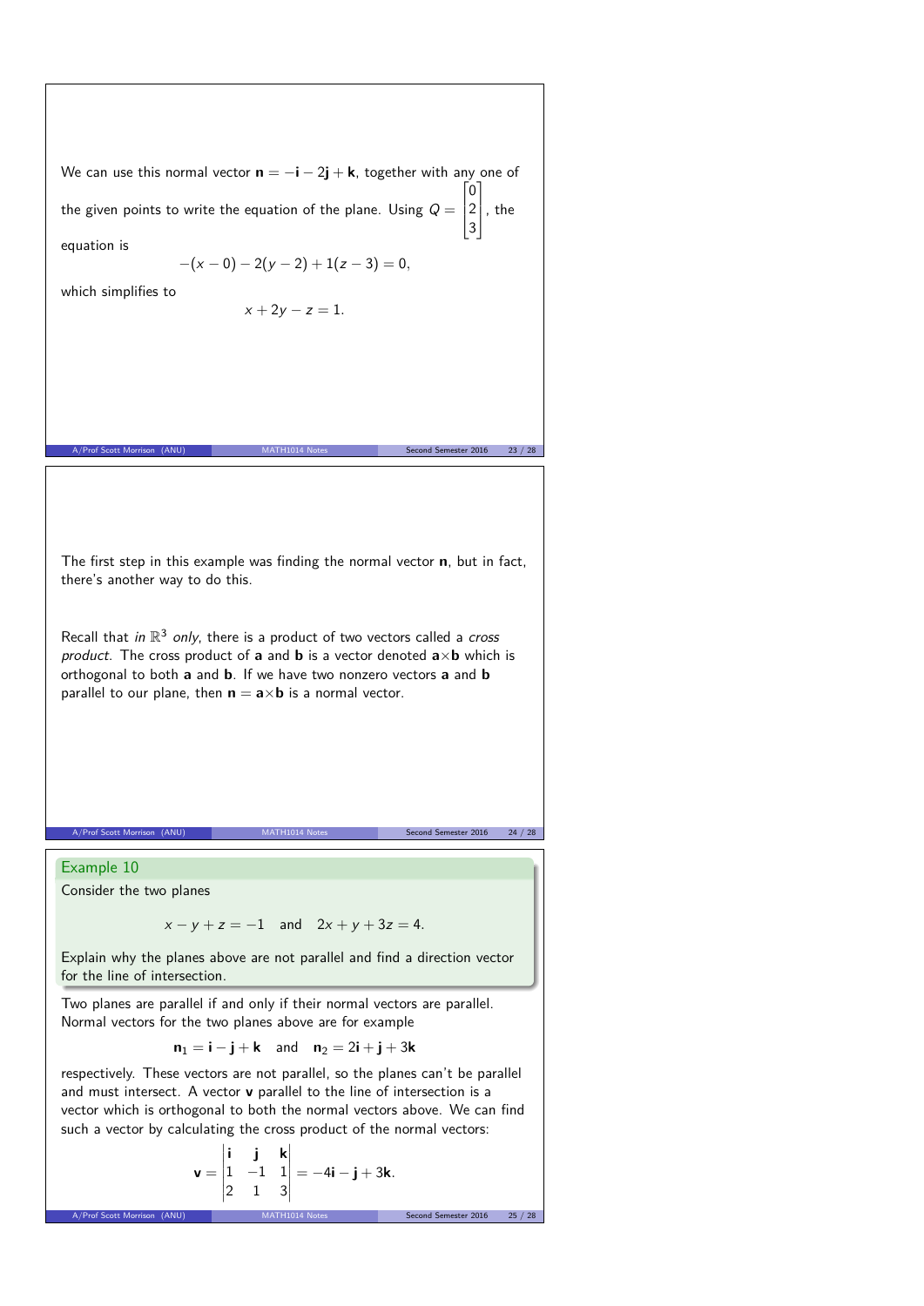We can use this normal vector $\mathbf{n} = -\mathbf{i} - 2\mathbf{j} + \mathbf{k}$, together with any one of the given points to write the equation of the plane. Using $Q = \begin{bmatrix} 0 \\ 2 \\ 3 \end{bmatrix}$, the equation is

$$-(x - 0) - 2(y - 2) + 1(z - 3) = 0,$$

which simplifies to

$$x + 2y - z = 1.$$

The first step in this example was finding the normal vector $\mathbf{n}$, but in fact, there's another way to do this.

Recall that *in* $\mathbb{R}^3$ *only*, there is a product of two vectors called a *cross product*. The cross product of $\mathbf{a}$ and $\mathbf{b}$ is a vector denoted $\mathbf{a} \times \mathbf{b}$ which is orthogonal to both $\mathbf{a}$ and $\mathbf{b}$. If we have two nonzero vectors $\mathbf{a}$ and $\mathbf{b}$ parallel to our plane, then $\mathbf{n} = \mathbf{a} \times \mathbf{b}$ is a normal vector.

### Example 10

Consider the two planes

$$x - y + z = -1 \quad \text{and} \quad 2x + y + 3z = 4.$$

Explain why the planes above are not parallel and find a direction vector for the line of intersection.

Two planes are parallel if and only if their normal vectors are parallel. Normal vectors for the two planes above are for example

$$\mathbf{n}_1 = \mathbf{i} - \mathbf{j} + \mathbf{k} \quad \text{and} \quad \mathbf{n}_2 = 2\mathbf{i} + \mathbf{j} + 3\mathbf{k}$$

respectively. These vectors are not parallel, so the planes can't be parallel and must intersect. A vector $\mathbf{v}$ parallel to the line of intersection is a vector which is orthogonal to both the normal vectors above. We can find such a vector by calculating the cross product of the normal vectors:

$$\mathbf{v} = \begin{vmatrix} \mathbf{i} & \mathbf{j} & \mathbf{k} \\ 1 & -1 & 1 \\ 2 & 1 & 3 \end{vmatrix} = -4\mathbf{i} - \mathbf{j} + 3\mathbf{k}.$$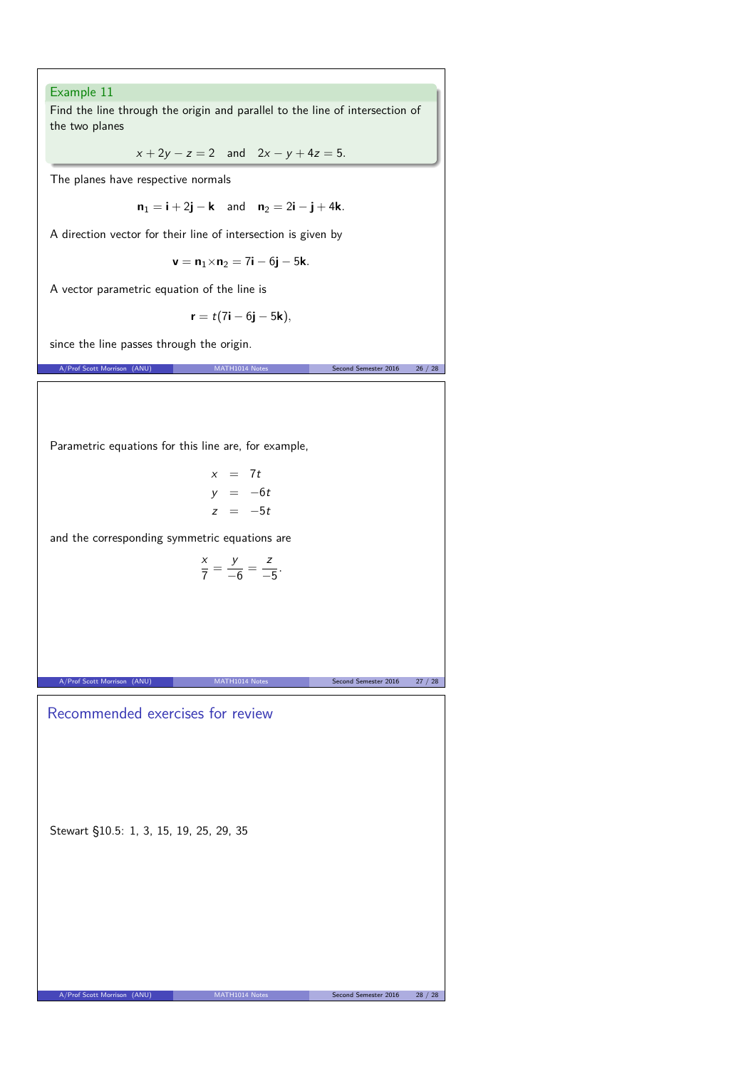### Example 11

Find the line through the origin and parallel to the line of intersection of the two planes

$$x + 2y - z = 2 \quad \text{and} \quad 2x - y + 4z = 5.$$

The planes have respective normals

$$\mathbf{n}_1 = \mathbf{i} + 2\mathbf{j} - \mathbf{k} \quad \text{and} \quad \mathbf{n}_2 = 2\mathbf{i} - \mathbf{j} + 4\mathbf{k}.$$

A direction vector for their line of intersection is given by

$$\mathbf{v} = \mathbf{n}_1 \times \mathbf{n}_2 = 7\mathbf{i} - 6\mathbf{j} - 5\mathbf{k}.$$

A vector parametric equation of the line is

$$\mathbf{r} = t(7\mathbf{i} - 6\mathbf{j} - 5\mathbf{k}),$$

since the line passes through the origin.

Parametric equations for this line are, for example,

$$\begin{aligned} x &= 7t \\ y &= -6t \\ z &= -5t \end{aligned}$$

and the corresponding symmetric equations are

$$\frac{x}{7} = \frac{y}{-6} = \frac{z}{-5}.$$

## Recommended exercises for review

Stewart §10.5: 1, 3, 15, 19, 25, 29, 35